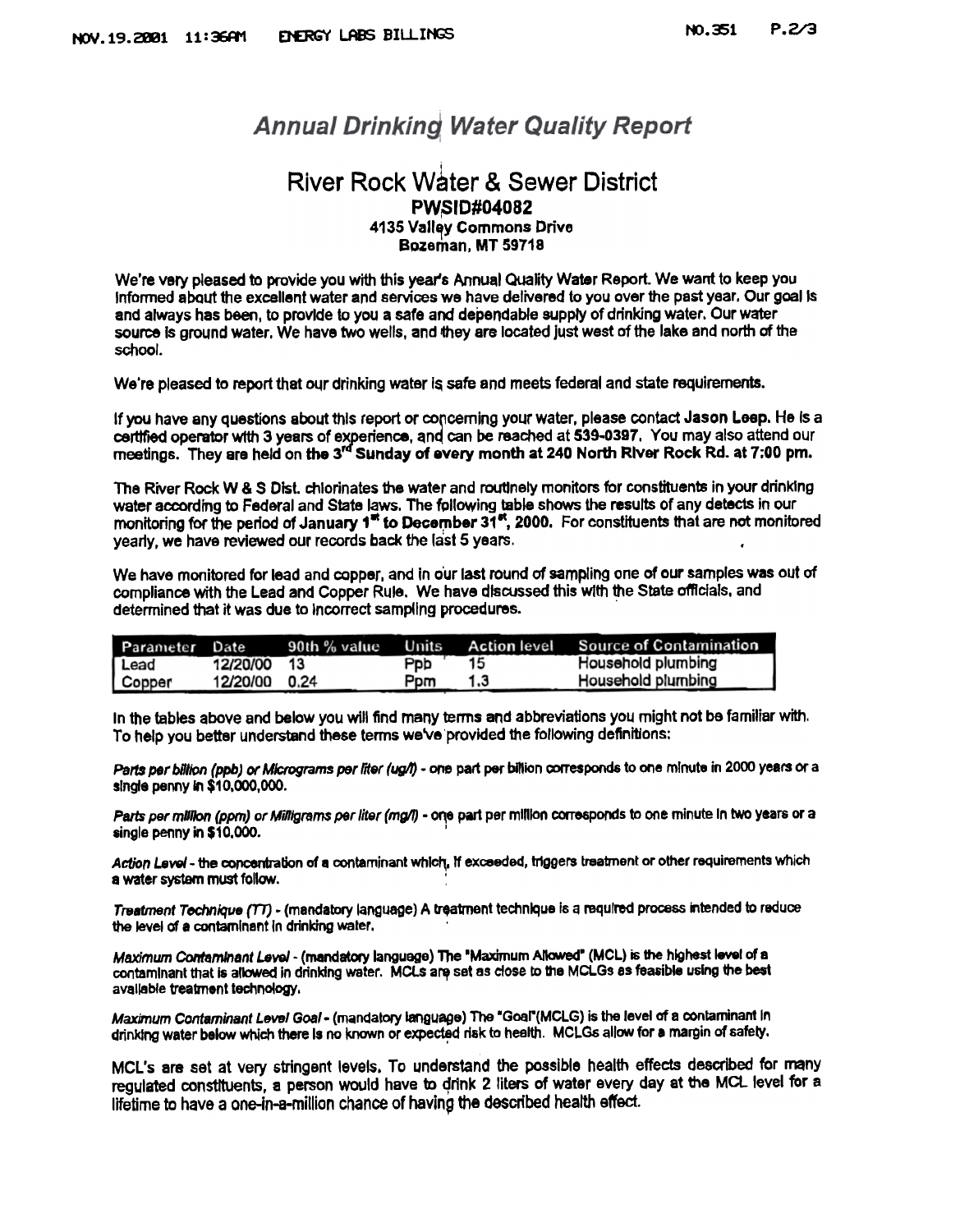# Annual Drinking Water Quality Report

## River Rock Water & Sewer District

**PWSID#04082**
**4135 Valley Commons Drive**
**Bozeman, MT 59718**

We're very pleased to provide you with this year's Annual Quality Water Report. We want to keep you informed about the excellent water and services we have delivered to you over the past year. Our goal is and always has been, to provide to you a safe and dependable supply of drinking water. Our water source is ground water. We have two wells, and they are located just west of the lake and north of the school.

We're pleased to report that our drinking water is safe and meets federal and state requirements.

If you have any questions about this report or concerning your water, please contact **Jason Leep.** He is a certified operator with 3 years of experience, and can be reached at **539-0397.** You may also attend our meetings. They are held on **the 3rd Sunday of every month at 240 North River Rock Rd. at 7:00 pm.**

The River Rock W & S Dist. chlorinates the water and routinely monitors for constituents in your drinking water according to Federal and State laws. The following table shows the results of any detects in our monitoring for the period of **January 1st to December 31st, 2000.** For constituents that are not monitored yearly, we have reviewed our records back the last 5 years.

We have monitored for lead and copper, and in our last round of sampling one of our samples was out of compliance with the Lead and Copper Rule. We have discussed this with the State officials, and determined that it was due to incorrect sampling procedures.

| Parameter | Date | 90th % value | Units | Action level | Source of Contamination |
|---|---|---|---|---|---|
| Lead | 12/20/00 | 13 | Ppb | 15 | Household plumbing |
| Copper | 12/20/00 | 0.24 | Ppm | 1.3 | Household plumbing |

In the tables above and below you will find many terms and abbreviations you might not be familiar with. To help you better understand these terms we've provided the following definitions:

*Parts per billion (ppb) or Micrograms per liter (ug/l)* - one part per billion corresponds to one minute in 2000 years or a single penny in $10,000,000.

*Parts per million (ppm) or Milligrams per liter (mg/l)* - one part per million corresponds to one minute in two years or a single penny in $10,000.

*Action Level* - the concentration of a contaminant which, if exceeded, triggers treatment or other requirements which a water system must follow.

*Treatment Technique (TT)* - (mandatory language) A treatment technique is a required process intended to reduce the level of a contaminant in drinking water.

*Maximum Contaminant Level* - (mandatory language) The "Maximum Allowed" (MCL) is the highest level of a contaminant that is allowed in drinking water. MCLs are set as close to the MCLGs as feasible using the best available treatment technology.

*Maximum Contaminant Level Goal* - (mandatory language) The "Goal"(MCLG) is the level of a contaminant in drinking water below which there is no known or expected risk to health. MCLGs allow for a margin of safety.

MCL's are set at very stringent levels. To understand the possible health effects described for many regulated constituents, a person would have to drink 2 liters of water every day at the MCL level for a lifetime to have a one-in-a-million chance of having the described health effect.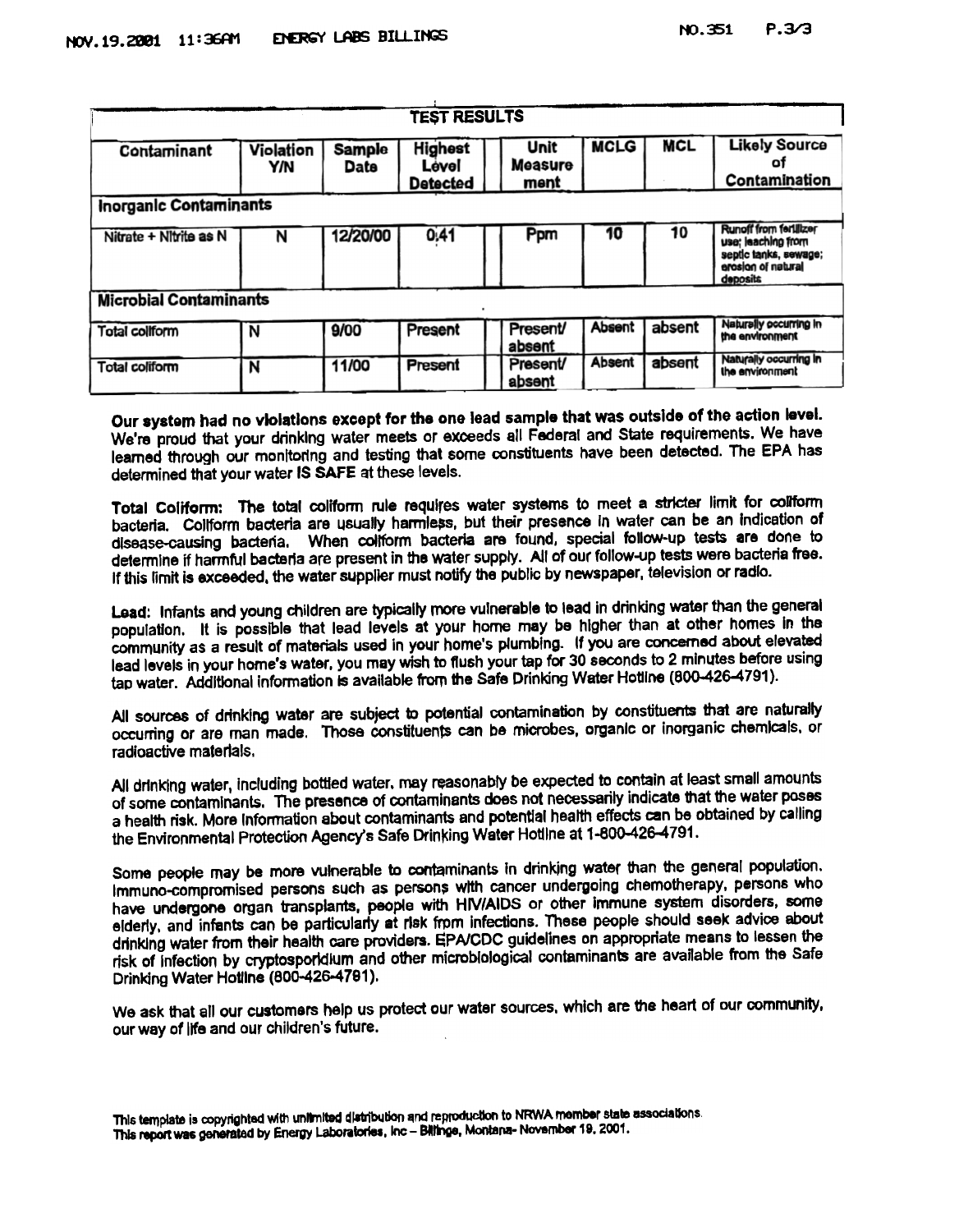| TEST RESULTS | | | | | | | |
|---|---|---|---|---|---|---|---|
| **Contaminant** | **Violation Y/N** | **Sample Date** | **Highest Level Detected** | **Unit Measure ment** | **MCLG** | **MCL** | **Likely Source of Contamination** |
| **Inorganic Contaminants** | | | | | | | |
| Nitrate + Nitrite as N | N | 12/20/00 | 0.41 | Ppm | 10 | 10 | Runoff from fertilizer use; leaching from septic tanks, sewage; erosion of natural deposits |
| **Microbial Contaminants** | | | | | | | |
| Total coliform | N | 9/00 | Present | Present/ absent | Absent | absent | Naturally occurring in the environment |
| Total coliform | N | 11/00 | Present | Present/ absent | Absent | absent | Naturally occurring in the environment |

**Our system had no violations except for the one lead sample that was outside of the action level.** We're proud that your drinking water meets or exceeds all Federal and State requirements. We have learned through our monitoring and testing that some constituents have been detected. The EPA has determined that your water **IS SAFE** at these levels.

**Total Coliform:** The total coliform rule requires water systems to meet a stricter limit for coliform bacteria. Coliform bacteria are usually harmless, but their presence in water can be an indication of disease-causing bacteria. When coliform bacteria are found, special follow-up tests are done to determine if harmful bacteria are present in the water supply. All of our follow-up tests were bacteria free. If this limit is exceeded, the water supplier must notify the public by newspaper, television or radio.

**Lead:** Infants and young children are typically more vulnerable to lead in drinking water than the general population. It is possible that lead levels at your home may be higher than at other homes in the community as a result of materials used in your home's plumbing. If you are concerned about elevated lead levels in your home's water, you may wish to flush your tap for 30 seconds to 2 minutes before using tap water. Additional information is available from the Safe Drinking Water Hotline (800-426-4791).

All sources of drinking water are subject to potential contamination by constituents that are naturally occurring or are man made. Those constituents can be microbes, organic or inorganic chemicals, or radioactive materials.

All drinking water, including bottled water, may reasonably be expected to contain at least small amounts of some contaminants. The presence of contaminants does not necessarily indicate that the water poses a health risk. More information about contaminants and potential health effects can be obtained by calling the Environmental Protection Agency's Safe Drinking Water Hotline at 1-800-426-4791.

Some people may be more vulnerable to contaminants in drinking water than the general population. Immuno-compromised persons such as persons with cancer undergoing chemotherapy, persons who have undergone organ transplants, people with HIV/AIDS or other immune system disorders, some elderly, and infants can be particularly at risk from infections. These people should seek advice about drinking water from their health care providers. EPA/CDC guidelines on appropriate means to lessen the risk of infection by cryptosporidium and other microbiological contaminants are available from the Safe Drinking Water Hotline (800-426-4791).

We ask that all our customers help us protect our water sources, which are the heart of our community, our way of life and our children's future.

This template is copyrighted with unlimited distribution and reproduction to NRWA member state associations.
This report was generated by Energy Laboratories, Inc – Billings, Montana- November 19, 2001.